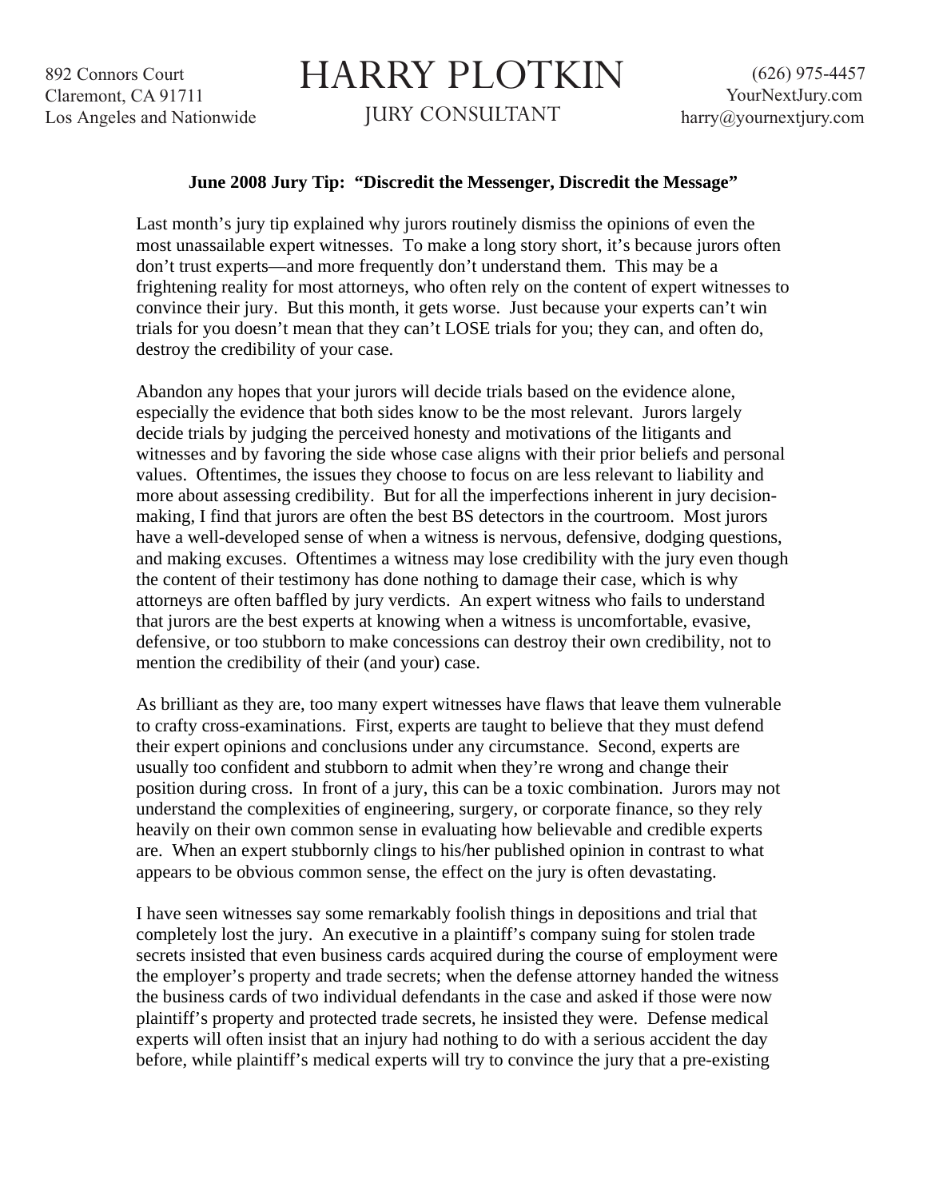892 Connors Court
Claremont, CA 91711
Los Angeles and Nationwide

# HARRY PLOTKIN

JURY CONSULTANT

(626) 975-4457
YourNextJury.com
harry@yournextjury.com

**June 2008 Jury Tip: "Discredit the Messenger, Discredit the Message"**

Last month's jury tip explained why jurors routinely dismiss the opinions of even the most unassailable expert witnesses. To make a long story short, it's because jurors often don't trust experts—and more frequently don't understand them. This may be a frightening reality for most attorneys, who often rely on the content of expert witnesses to convince their jury. But this month, it gets worse. Just because your experts can't win trials for you doesn't mean that they can't LOSE trials for you; they can, and often do, destroy the credibility of your case.

Abandon any hopes that your jurors will decide trials based on the evidence alone, especially the evidence that both sides know to be the most relevant. Jurors largely decide trials by judging the perceived honesty and motivations of the litigants and witnesses and by favoring the side whose case aligns with their prior beliefs and personal values. Oftentimes, the issues they choose to focus on are less relevant to liability and more about assessing credibility. But for all the imperfections inherent in jury decision-making, I find that jurors are often the best BS detectors in the courtroom. Most jurors have a well-developed sense of when a witness is nervous, defensive, dodging questions, and making excuses. Oftentimes a witness may lose credibility with the jury even though the content of their testimony has done nothing to damage their case, which is why attorneys are often baffled by jury verdicts. An expert witness who fails to understand that jurors are the best experts at knowing when a witness is uncomfortable, evasive, defensive, or too stubborn to make concessions can destroy their own credibility, not to mention the credibility of their (and your) case.

As brilliant as they are, too many expert witnesses have flaws that leave them vulnerable to crafty cross-examinations. First, experts are taught to believe that they must defend their expert opinions and conclusions under any circumstance. Second, experts are usually too confident and stubborn to admit when they're wrong and change their position during cross. In front of a jury, this can be a toxic combination. Jurors may not understand the complexities of engineering, surgery, or corporate finance, so they rely heavily on their own common sense in evaluating how believable and credible experts are. When an expert stubbornly clings to his/her published opinion in contrast to what appears to be obvious common sense, the effect on the jury is often devastating.

I have seen witnesses say some remarkably foolish things in depositions and trial that completely lost the jury. An executive in a plaintiff's company suing for stolen trade secrets insisted that even business cards acquired during the course of employment were the employer's property and trade secrets; when the defense attorney handed the witness the business cards of two individual defendants in the case and asked if those were now plaintiff's property and protected trade secrets, he insisted they were. Defense medical experts will often insist that an injury had nothing to do with a serious accident the day before, while plaintiff's medical experts will try to convince the jury that a pre-existing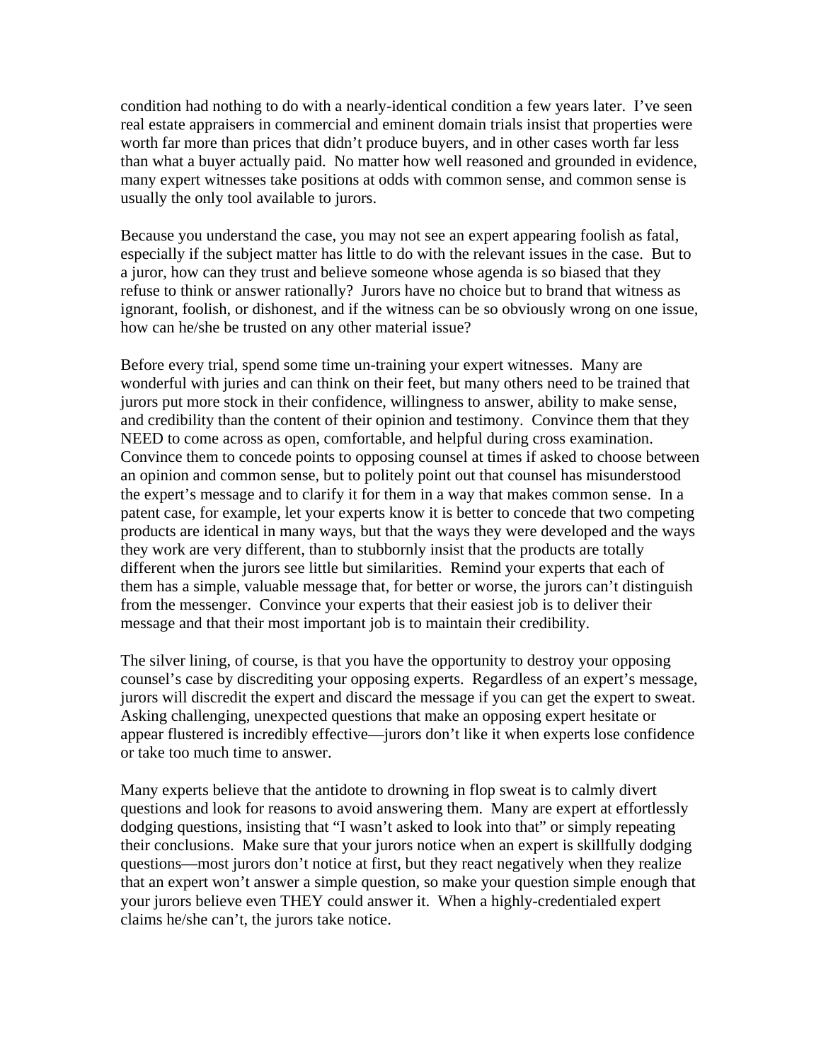condition had nothing to do with a nearly-identical condition a few years later. I've seen real estate appraisers in commercial and eminent domain trials insist that properties were worth far more than prices that didn't produce buyers, and in other cases worth far less than what a buyer actually paid. No matter how well reasoned and grounded in evidence, many expert witnesses take positions at odds with common sense, and common sense is usually the only tool available to jurors.

Because you understand the case, you may not see an expert appearing foolish as fatal, especially if the subject matter has little to do with the relevant issues in the case. But to a juror, how can they trust and believe someone whose agenda is so biased that they refuse to think or answer rationally? Jurors have no choice but to brand that witness as ignorant, foolish, or dishonest, and if the witness can be so obviously wrong on one issue, how can he/she be trusted on any other material issue?

Before every trial, spend some time un-training your expert witnesses. Many are wonderful with juries and can think on their feet, but many others need to be trained that jurors put more stock in their confidence, willingness to answer, ability to make sense, and credibility than the content of their opinion and testimony. Convince them that they NEED to come across as open, comfortable, and helpful during cross examination. Convince them to concede points to opposing counsel at times if asked to choose between an opinion and common sense, but to politely point out that counsel has misunderstood the expert's message and to clarify it for them in a way that makes common sense. In a patent case, for example, let your experts know it is better to concede that two competing products are identical in many ways, but that the ways they were developed and the ways they work are very different, than to stubbornly insist that the products are totally different when the jurors see little but similarities. Remind your experts that each of them has a simple, valuable message that, for better or worse, the jurors can't distinguish from the messenger. Convince your experts that their easiest job is to deliver their message and that their most important job is to maintain their credibility.

The silver lining, of course, is that you have the opportunity to destroy your opposing counsel's case by discrediting your opposing experts. Regardless of an expert's message, jurors will discredit the expert and discard the message if you can get the expert to sweat. Asking challenging, unexpected questions that make an opposing expert hesitate or appear flustered is incredibly effective—jurors don't like it when experts lose confidence or take too much time to answer.

Many experts believe that the antidote to drowning in flop sweat is to calmly divert questions and look for reasons to avoid answering them. Many are expert at effortlessly dodging questions, insisting that "I wasn't asked to look into that" or simply repeating their conclusions. Make sure that your jurors notice when an expert is skillfully dodging questions—most jurors don't notice at first, but they react negatively when they realize that an expert won't answer a simple question, so make your question simple enough that your jurors believe even THEY could answer it. When a highly-credentialed expert claims he/she can't, the jurors take notice.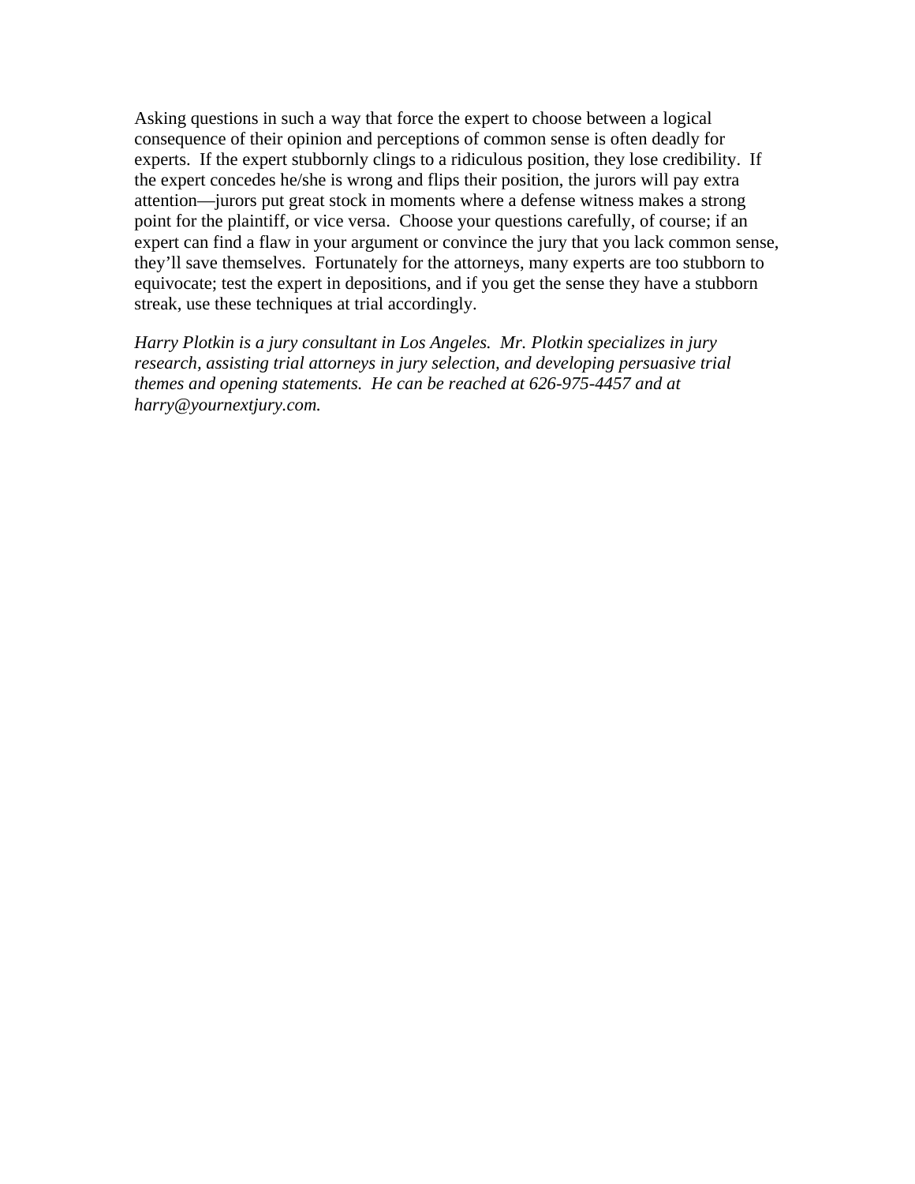Asking questions in such a way that force the expert to choose between a logical consequence of their opinion and perceptions of common sense is often deadly for experts. If the expert stubbornly clings to a ridiculous position, they lose credibility. If the expert concedes he/she is wrong and flips their position, the jurors will pay extra attention—jurors put great stock in moments where a defense witness makes a strong point for the plaintiff, or vice versa. Choose your questions carefully, of course; if an expert can find a flaw in your argument or convince the jury that you lack common sense, they'll save themselves. Fortunately for the attorneys, many experts are too stubborn to equivocate; test the expert in depositions, and if you get the sense they have a stubborn streak, use these techniques at trial accordingly.

*Harry Plotkin is a jury consultant in Los Angeles. Mr. Plotkin specializes in jury research, assisting trial attorneys in jury selection, and developing persuasive trial themes and opening statements. He can be reached at 626-975-4457 and at harry@yournextjury.com.*